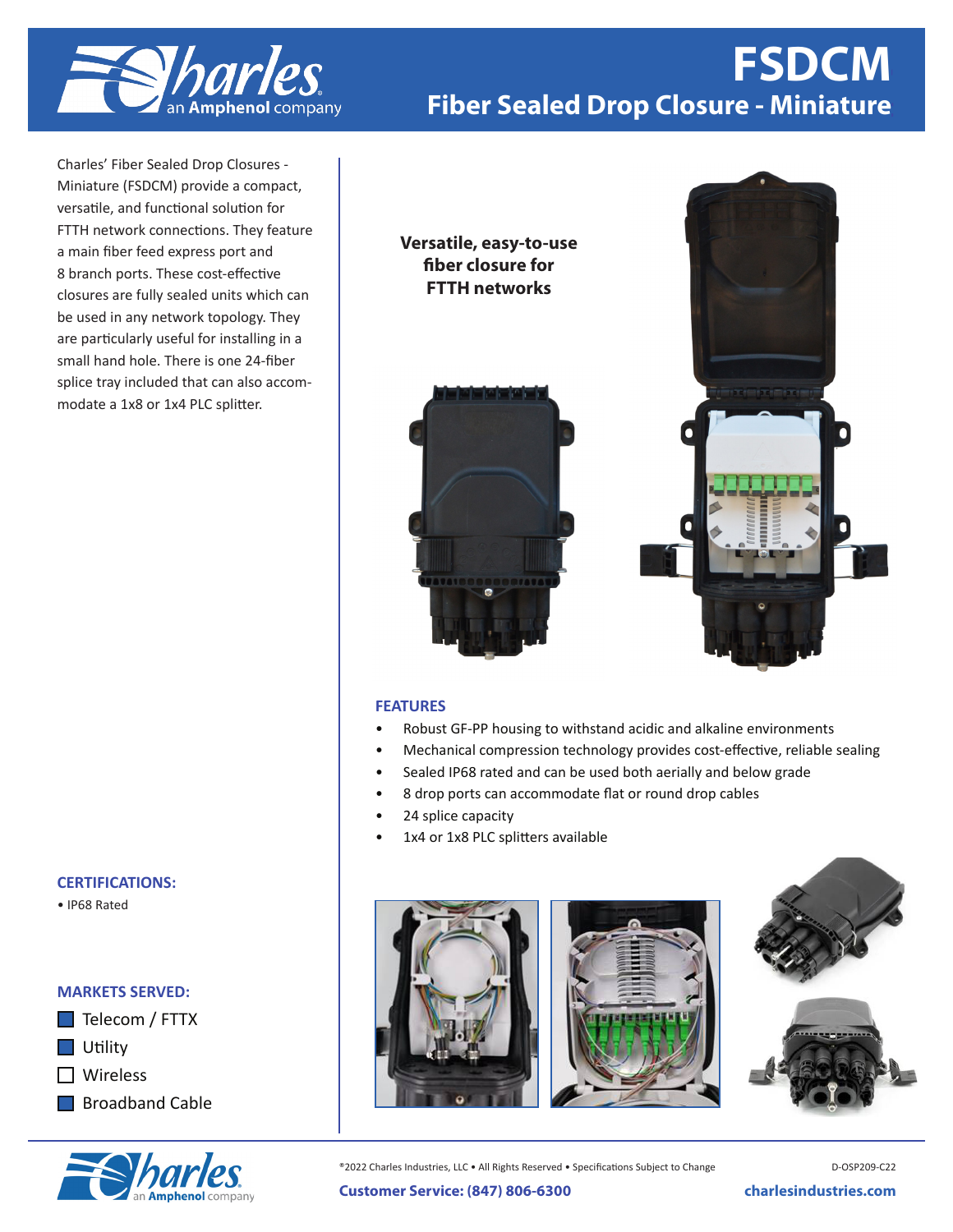# FSDCM

## Fiber Sealed Drop Closure - Miniature

Charles' Fiber Sealed Drop Closures - Miniature (FSDCM) provide a compact, versatile, and functional solution for FTTH network connections. They feature a main fiber feed express port and 8 branch ports. These cost-effective closures are fully sealed units which can be used in any network topology. They are particularly useful for installing in a small hand hole. There is one 24-fiber splice tray included that can also accommodate a 1x8 or 1x4 PLC splitter.

**Versatile, easy-to-use fiber closure for FTTH networks**

### FEATURES

- Robust GF-PP housing to withstand acidic and alkaline environments
- Mechanical compression technology provides cost-effective, reliable sealing
- Sealed IP68 rated and can be used both aerially and below grade
- 8 drop ports can accommodate flat or round drop cables
- 24 splice capacity
- 1x4 or 1x8 PLC splitters available

### CERTIFICATIONS:

- IP68 Rated

### MARKETS SERVED:

- ☑ Telecom / FTTX
- ☑ Utility
- ☐ Wireless
- ☑ Broadband Cable

®2022 Charles Industries, LLC • All Rights Reserved • Specifications Subject to Change

D-OSP209-C22

**Customer Service: (847) 806-6300**

**charlesindustries.com**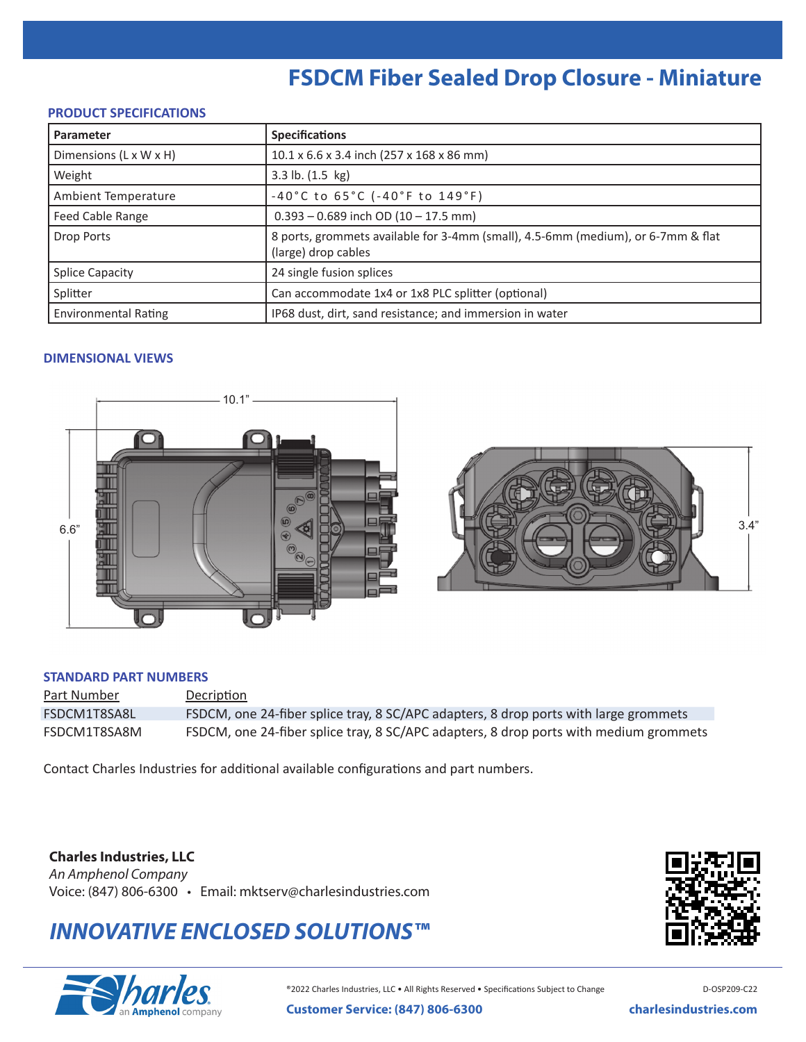# FSDCM Fiber Sealed Drop Closure - Miniature

## PRODUCT SPECIFICATIONS

| Parameter | Specifications |
|---|---|
| Dimensions (L x W x H) | 10.1 x 6.6 x 3.4 inch (257 x 168 x 86 mm) |
| Weight | 3.3 lb. (1.5 kg) |
| Ambient Temperature | -40°C to 65°C (-40°F to 149°F) |
| Feed Cable Range | 0.393 – 0.689 inch OD (10 – 17.5 mm) |
| Drop Ports | 8 ports, grommets available for 3-4mm (small), 4.5-6mm (medium), or 6-7mm & flat (large) drop cables |
| Splice Capacity | 24 single fusion splices |
| Splitter | Can accommodate 1x4 or 1x8 PLC splitter (optional) |
| Environmental Rating | IP68 dust, dirt, sand resistance; and immersion in water |

## DIMENSIONAL VIEWS

10.1”

6.6”

3.4”

## STANDARD PART NUMBERS

| Part Number | Decription |
|---|---|
| FSDCM1T8SA8L | FSDCM, one 24-fiber splice tray, 8 SC/APC adapters, 8 drop ports with large grommets |
| FSDCM1T8SA8M | FSDCM, one 24-fiber splice tray, 8 SC/APC adapters, 8 drop ports with medium grommets |

Contact Charles Industries for additional available configurations and part numbers.

**Charles Industries, LLC**
*An Amphenol Company*
Voice: (847) 806-6300 • Email: mktserv@charlesindustries.com

## *INNOVATIVE ENCLOSED SOLUTIONS™*

Charles an Amphenol company

©2022 Charles Industries, LLC • All Rights Reserved • Specifications Subject to Change

D-OSP209-C22

**Customer Service: (847) 806-6300**

**charlesindustries.com**